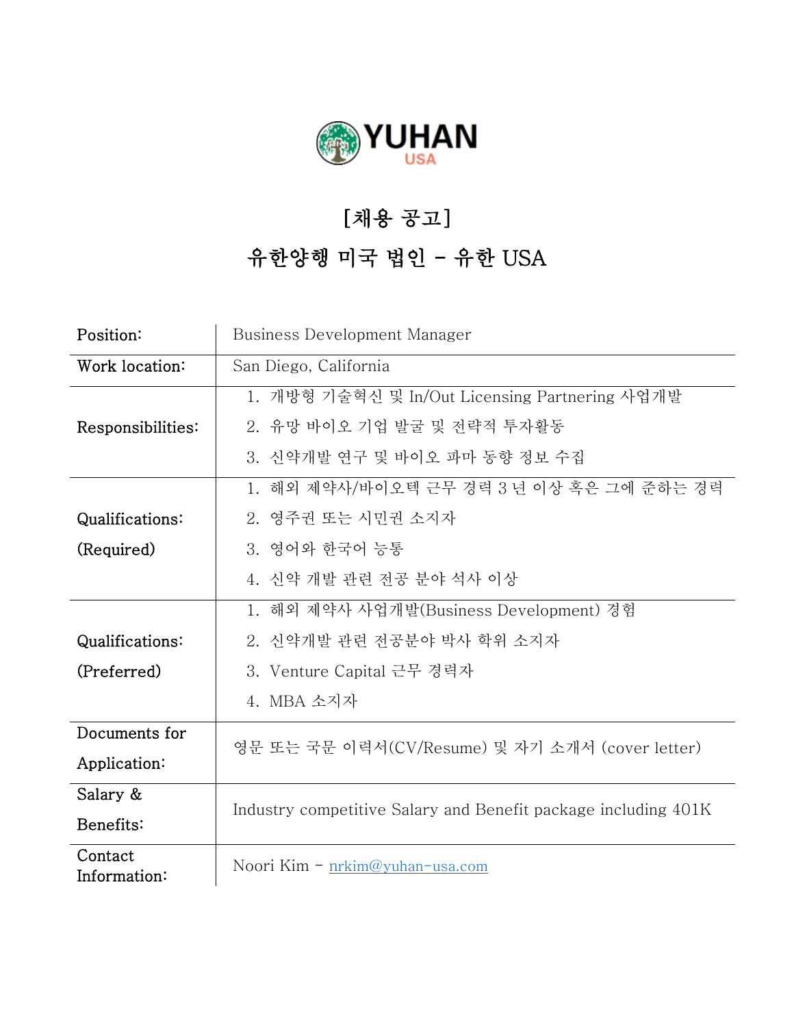YUHAN
USA

# [채용 공고]

## 유한양행 미국 법인 - 유한 USA

| | |
|---|---|
| Position: | Business Development Manager |
| Work location: | San Diego, California |
| Responsibilities: | 1. 개방형 기술혁신 및 In/Out Licensing Partnering 사업개발<br>2. 유망 바이오 기업 발굴 및 전략적 투자활동<br>3. 신약개발 연구 및 바이오 파마 동향 정보 수집 |
| Qualifications: (Required) | 1. 해외 제약사/바이오텍 근무 경력 3 년 이상 혹은 그에 준하는 경력<br>2. 영주권 또는 시민권 소지자<br>3. 영어와 한국어 능통<br>4. 신약 개발 관련 전공 분야 석사 이상 |
| Qualifications: (Preferred) | 1. 해외 제약사 사업개발(Business Development) 경험<br>2. 신약개발 관련 전공분야 박사 학위 소지자<br>3. Venture Capital 근무 경력자<br>4. MBA 소지자 |
| Documents for Application: | 영문 또는 국문 이력서(CV/Resume) 및 자기 소개서 (cover letter) |
| Salary & Benefits: | Industry competitive Salary and Benefit package including 401K |
| Contact Information: | Noori Kim - nrkim@yuhan-usa.com |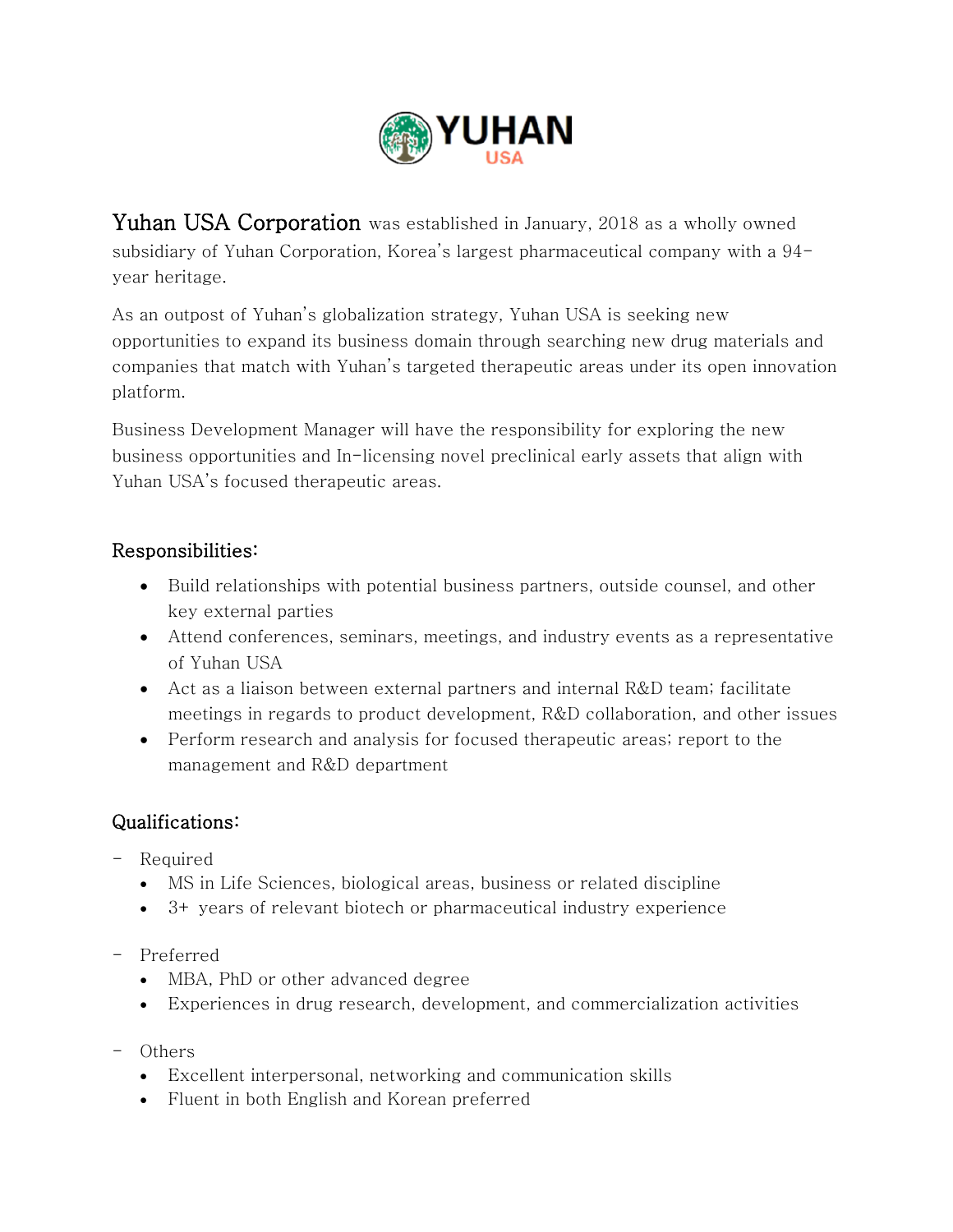YUHAN USA

**Yuhan USA Corporation** was established in January, 2018 as a wholly owned subsidiary of Yuhan Corporation, Korea's largest pharmaceutical company with a 94-year heritage.

As an outpost of Yuhan's globalization strategy, Yuhan USA is seeking new opportunities to expand its business domain through searching new drug materials and companies that match with Yuhan's targeted therapeutic areas under its open innovation platform.

Business Development Manager will have the responsibility for exploring the new business opportunities and In-licensing novel preclinical early assets that align with Yuhan USA's focused therapeutic areas.

## Responsibilities:

- Build relationships with potential business partners, outside counsel, and other key external parties
- Attend conferences, seminars, meetings, and industry events as a representative of Yuhan USA
- Act as a liaison between external partners and internal R&D team; facilitate meetings in regards to product development, R&D collaboration, and other issues
- Perform research and analysis for focused therapeutic areas; report to the management and R&D department

## Qualifications:

- Required
  - MS in Life Sciences, biological areas, business or related discipline
  - 3+ years of relevant biotech or pharmaceutical industry experience
- Preferred
  - MBA, PhD or other advanced degree
  - Experiences in drug research, development, and commercialization activities
- Others
  - Excellent interpersonal, networking and communication skills
  - Fluent in both English and Korean preferred